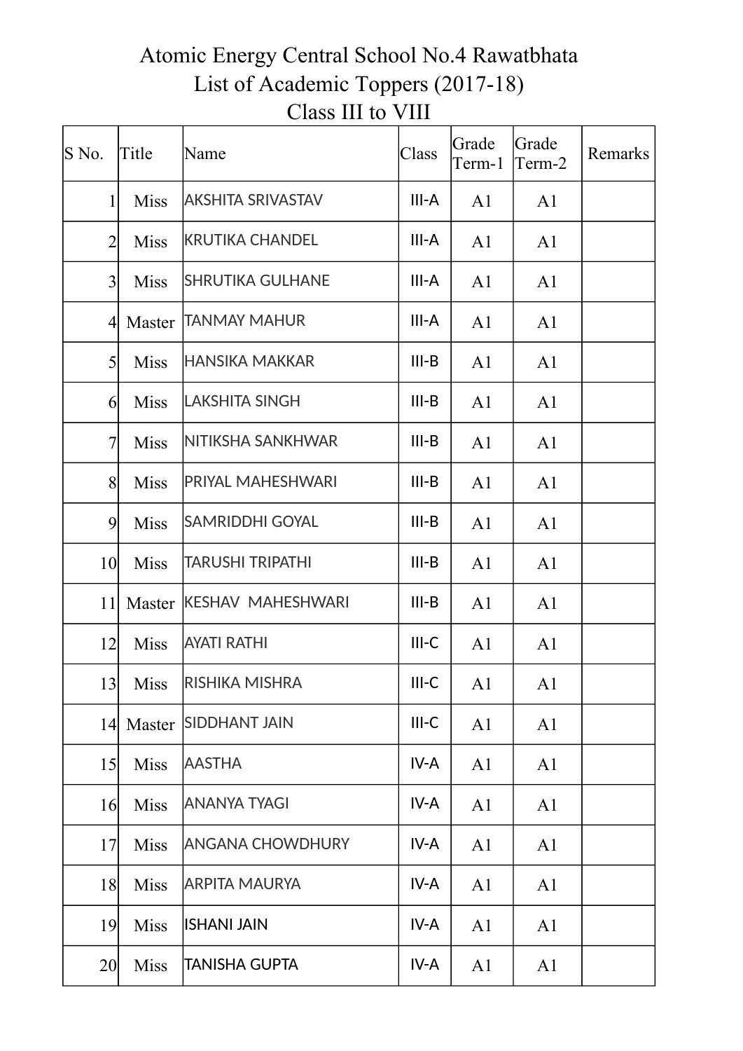# Atomic Energy Central School No.4 Rawatbhata
## List of Academic Toppers (2017-18)
## Class III to VIII

| S No. | Title | Name | Class | Grade Term-1 | Grade Term-2 | Remarks |
|---|---|---|---|---|---|---|
| 1 | Miss | AKSHITA SRIVASTAV | III-A | A1 | A1 | |
| 2 | Miss | KRUTIKA CHANDEL | III-A | A1 | A1 | |
| 3 | Miss | SHRUTIKA GULHANE | III-A | A1 | A1 | |
| 4 | Master | TANMAY MAHUR | III-A | A1 | A1 | |
| 5 | Miss | HANSIKA MAKKAR | III-B | A1 | A1 | |
| 6 | Miss | LAKSHITA SINGH | III-B | A1 | A1 | |
| 7 | Miss | NITIKSHA SANKHWAR | III-B | A1 | A1 | |
| 8 | Miss | PRIYAL MAHESHWARI | III-B | A1 | A1 | |
| 9 | Miss | SAMRIDDHI GOYAL | III-B | A1 | A1 | |
| 10 | Miss | TARUSHI TRIPATHI | III-B | A1 | A1 | |
| 11 | Master | KESHAV MAHESHWARI | III-B | A1 | A1 | |
| 12 | Miss | AYATI RATHI | III-C | A1 | A1 | |
| 13 | Miss | RISHIKA MISHRA | III-C | A1 | A1 | |
| 14 | Master | SIDDHANT JAIN | III-C | A1 | A1 | |
| 15 | Miss | AASTHA | IV-A | A1 | A1 | |
| 16 | Miss | ANANYA TYAGI | IV-A | A1 | A1 | |
| 17 | Miss | ANGANA CHOWDHURY | IV-A | A1 | A1 | |
| 18 | Miss | ARPITA MAURYA | IV-A | A1 | A1 | |
| 19 | Miss | ISHANI JAIN | IV-A | A1 | A1 | |
| 20 | Miss | TANISHA GUPTA | IV-A | A1 | A1 | |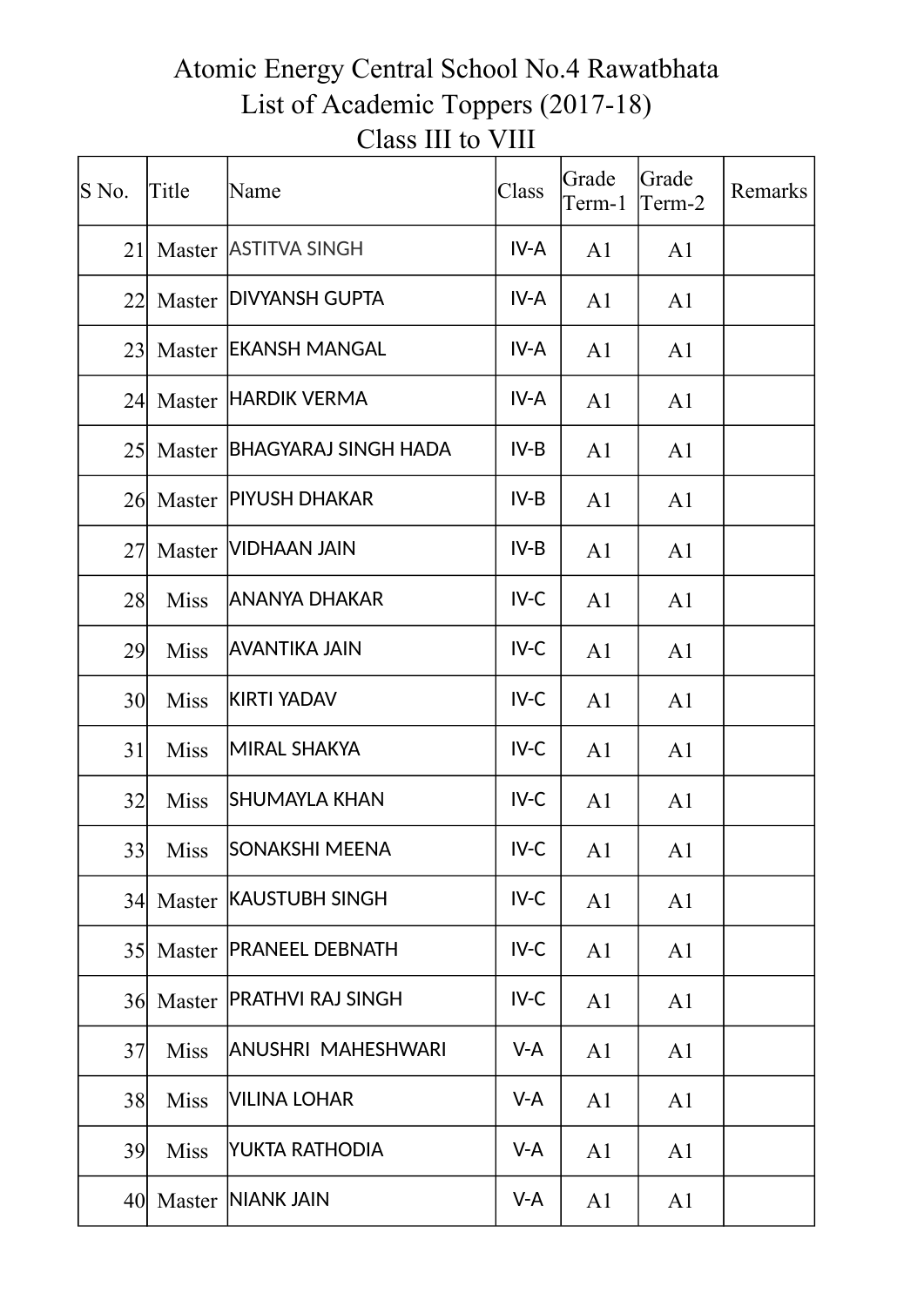# Atomic Energy Central School No.4 Rawatbhata

## List of Academic Toppers (2017-18)

## Class III to VIII

| S No. | Title | Name | Class | Grade Term-1 | Grade Term-2 | Remarks |
|---|---|---|---|---|---|---|
| 21 | Master | ASTITVA SINGH | IV-A | A1 | A1 | |
| 22 | Master | DIVYANSH GUPTA | IV-A | A1 | A1 | |
| 23 | Master | EKANSH MANGAL | IV-A | A1 | A1 | |
| 24 | Master | HARDIK VERMA | IV-A | A1 | A1 | |
| 25 | Master | BHAGYARAJ SINGH HADA | IV-B | A1 | A1 | |
| 26 | Master | PIYUSH DHAKAR | IV-B | A1 | A1 | |
| 27 | Master | VIDHAAN JAIN | IV-B | A1 | A1 | |
| 28 | Miss | ANANYA DHAKAR | IV-C | A1 | A1 | |
| 29 | Miss | AVANTIKA JAIN | IV-C | A1 | A1 | |
| 30 | Miss | KIRTI YADAV | IV-C | A1 | A1 | |
| 31 | Miss | MIRAL SHAKYA | IV-C | A1 | A1 | |
| 32 | Miss | SHUMAYLA KHAN | IV-C | A1 | A1 | |
| 33 | Miss | SONAKSHI MEENA | IV-C | A1 | A1 | |
| 34 | Master | KAUSTUBH SINGH | IV-C | A1 | A1 | |
| 35 | Master | PRANEEL DEBNATH | IV-C | A1 | A1 | |
| 36 | Master | PRATHVI RAJ SINGH | IV-C | A1 | A1 | |
| 37 | Miss | ANUSHRI  MAHESHWARI | V-A | A1 | A1 | |
| 38 | Miss | VILINA LOHAR | V-A | A1 | A1 | |
| 39 | Miss | YUKTA RATHODIA | V-A | A1 | A1 | |
| 40 | Master | NIANK JAIN | V-A | A1 | A1 | |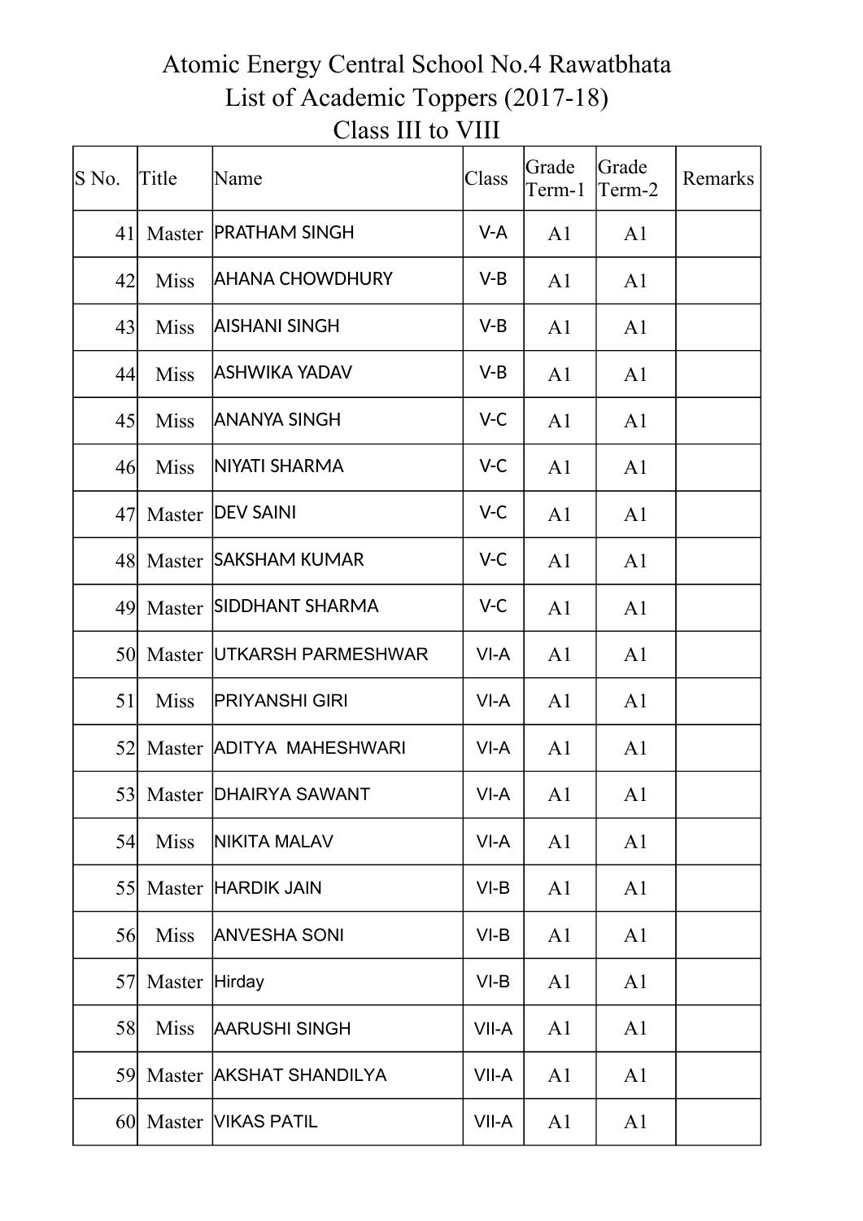# Atomic Energy Central School No.4 Rawatbhata
## List of Academic Toppers (2017-18)
## Class III to VIII

| S No. | Title | Name | Class | Grade Term-1 | Grade Term-2 | Remarks |
|---|---|---|---|---|---|---|
| 41 | Master | PRATHAM SINGH | V-A | A1 | A1 | |
| 42 | Miss | AHANA CHOWDHURY | V-B | A1 | A1 | |
| 43 | Miss | AISHANI SINGH | V-B | A1 | A1 | |
| 44 | Miss | ASHWIKA YADAV | V-B | A1 | A1 | |
| 45 | Miss | ANANYA SINGH | V-C | A1 | A1 | |
| 46 | Miss | NIYATI SHARMA | V-C | A1 | A1 | |
| 47 | Master | DEV SAINI | V-C | A1 | A1 | |
| 48 | Master | SAKSHAM KUMAR | V-C | A1 | A1 | |
| 49 | Master | SIDDHANT SHARMA | V-C | A1 | A1 | |
| 50 | Master | UTKARSH PARMESHWAR | VI-A | A1 | A1 | |
| 51 | Miss | PRIYANSHI GIRI | VI-A | A1 | A1 | |
| 52 | Master | ADITYA MAHESHWARI | VI-A | A1 | A1 | |
| 53 | Master | DHAIRYA SAWANT | VI-A | A1 | A1 | |
| 54 | Miss | NIKITA MALAV | VI-A | A1 | A1 | |
| 55 | Master | HARDIK JAIN | VI-B | A1 | A1 | |
| 56 | Miss | ANVESHA SONI | VI-B | A1 | A1 | |
| 57 | Master | Hirday | VI-B | A1 | A1 | |
| 58 | Miss | AARUSHI SINGH | VII-A | A1 | A1 | |
| 59 | Master | AKSHAT SHANDILYA | VII-A | A1 | A1 | |
| 60 | Master | VIKAS PATIL | VII-A | A1 | A1 | |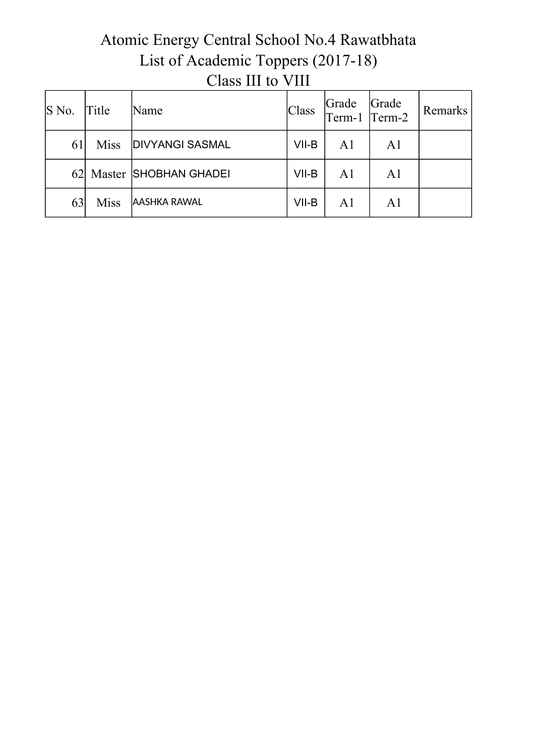# Atomic Energy Central School No.4 Rawatbhata

## List of Academic Toppers (2017-18)

## Class III to VIII

| S No. | Title | Name | Class | Grade Term-1 | Grade Term-2 | Remarks |
|---|---|---|---|---|---|---|
| 61 | Miss | DIVYANGI SASMAL | VII-B | A1 | A1 | |
| 62 | Master | SHOBHAN GHADEI | VII-B | A1 | A1 | |
| 63 | Miss | AASHKA RAWAL | VII-B | A1 | A1 | |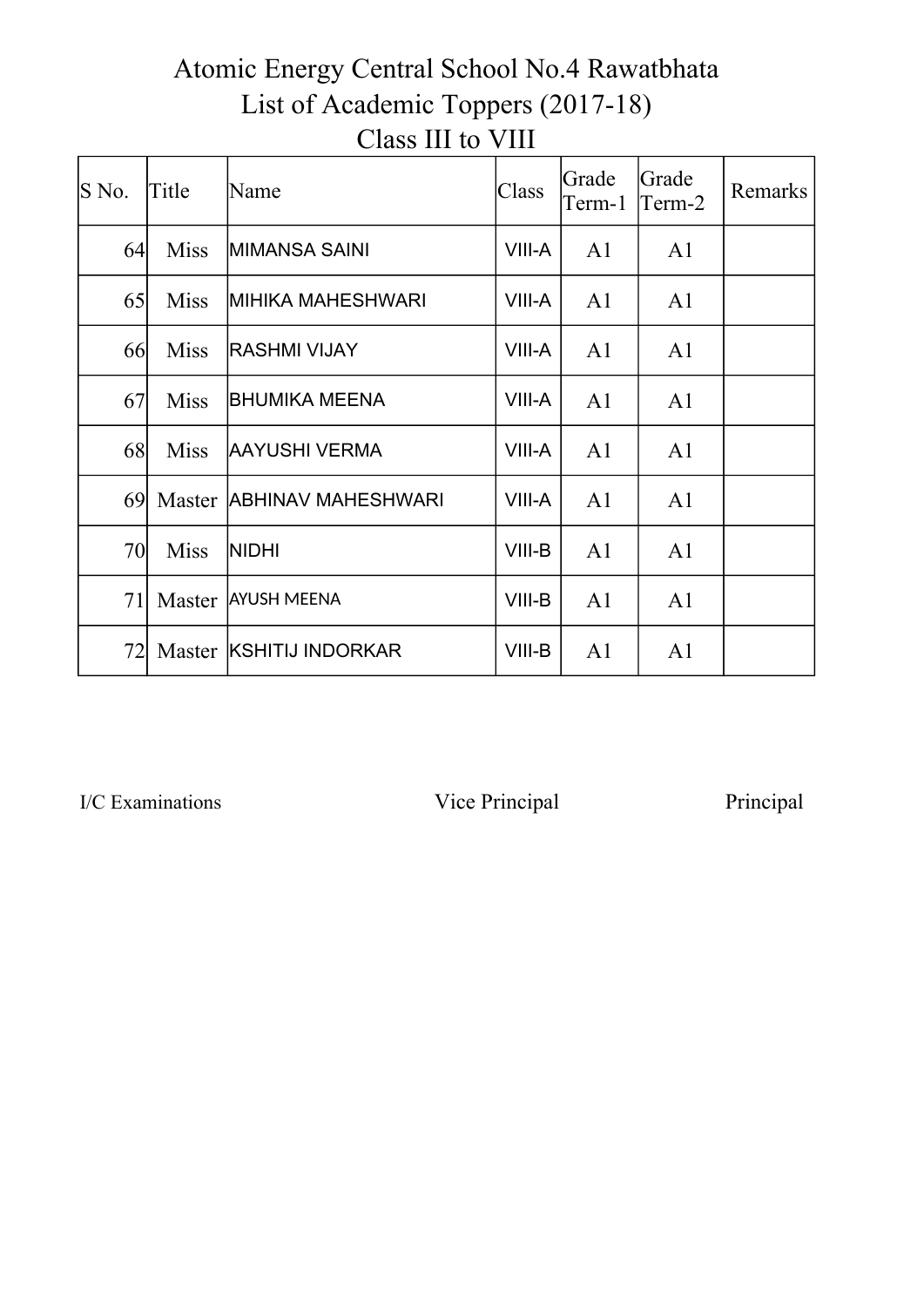# Atomic Energy Central School No.4 Rawatbhata

## List of Academic Toppers (2017-18)

## Class III to VIII

| S No. | Title | Name | Class | Grade Term-1 | Grade Term-2 | Remarks |
|---|---|---|---|---|---|---|
| 64 | Miss | MIMANSA SAINI | VIII-A | A1 | A1 | |
| 65 | Miss | MIHIKA MAHESHWARI | VIII-A | A1 | A1 | |
| 66 | Miss | RASHMI VIJAY | VIII-A | A1 | A1 | |
| 67 | Miss | BHUMIKA MEENA | VIII-A | A1 | A1 | |
| 68 | Miss | AAYUSHI VERMA | VIII-A | A1 | A1 | |
| 69 | Master | ABHINAV MAHESHWARI | VIII-A | A1 | A1 | |
| 70 | Miss | NIDHI | VIII-B | A1 | A1 | |
| 71 | Master | AYUSH MEENA | VIII-B | A1 | A1 | |
| 72 | Master | KSHITIJ INDORKAR | VIII-B | A1 | A1 | |

I/C Examinations          Vice Principal          Principal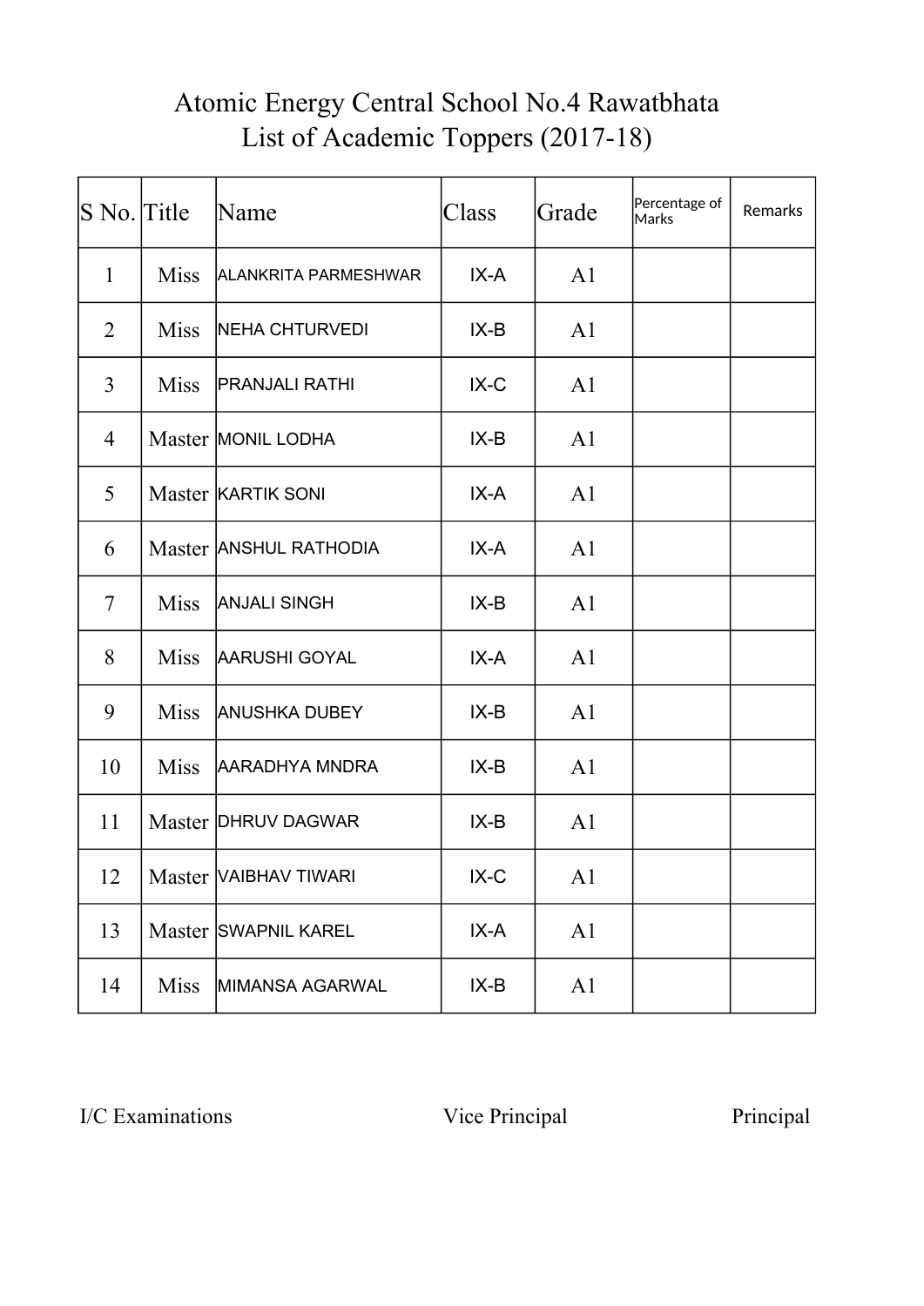# Atomic Energy Central School No.4 Rawatbhata
## List of Academic Toppers (2017-18)

| S No. | Title | Name | Class | Grade | Percentage of Marks | Remarks |
|---|---|---|---|---|---|---|
| 1 | Miss | ALANKRITA PARMESHWAR | IX-A | A1 | | |
| 2 | Miss | NEHA CHTURVEDI | IX-B | A1 | | |
| 3 | Miss | PRANJALI RATHI | IX-C | A1 | | |
| 4 | Master | MONIL LODHA | IX-B | A1 | | |
| 5 | Master | KARTIK SONI | IX-A | A1 | | |
| 6 | Master | ANSHUL RATHODIA | IX-A | A1 | | |
| 7 | Miss | ANJALI SINGH | IX-B | A1 | | |
| 8 | Miss | AARUSHI GOYAL | IX-A | A1 | | |
| 9 | Miss | ANUSHKA DUBEY | IX-B | A1 | | |
| 10 | Miss | AARADHYA MNDRA | IX-B | A1 | | |
| 11 | Master | DHRUV DAGWAR | IX-B | A1 | | |
| 12 | Master | VAIBHAV TIWARI | IX-C | A1 | | |
| 13 | Master | SWAPNIL KAREL | IX-A | A1 | | |
| 14 | Miss | MIMANSA AGARWAL | IX-B | A1 | | |

I/C Examinations　　　　Vice Principal　　　　Principal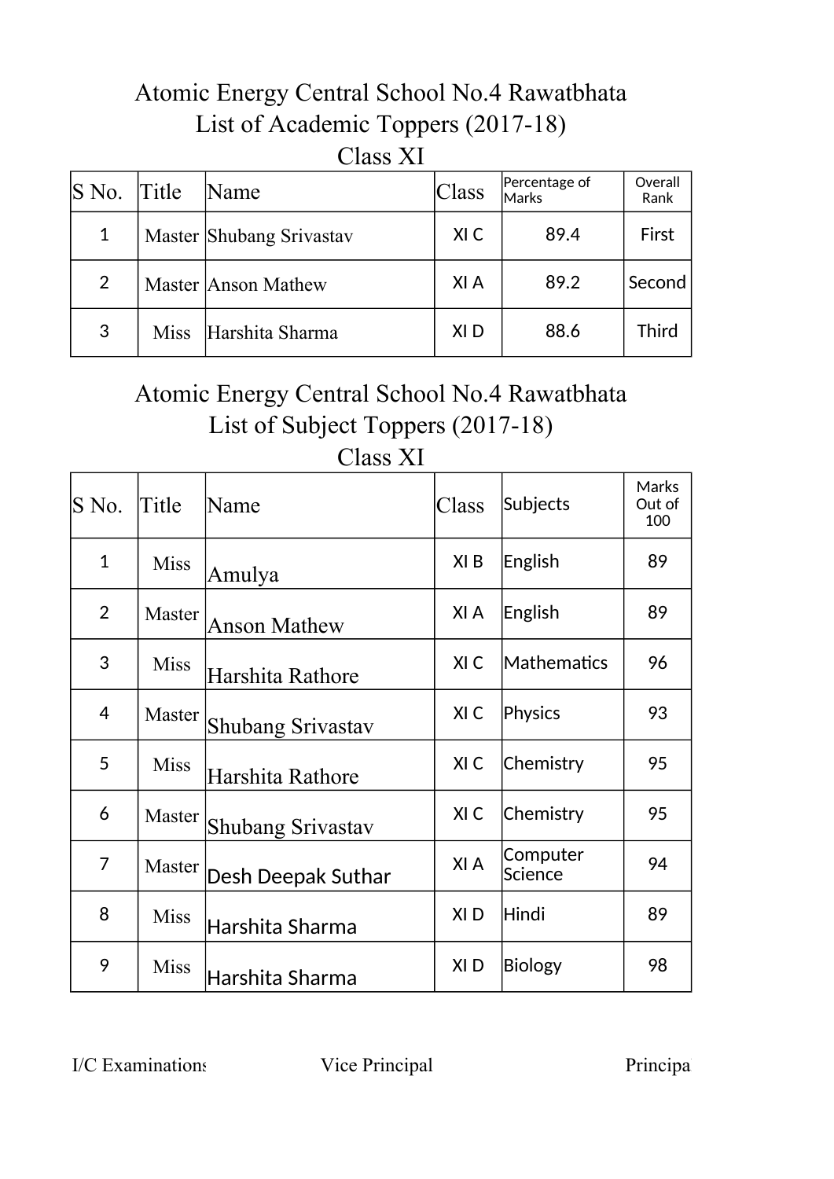# Atomic Energy Central School No.4 Rawatbhata

## List of Academic Toppers (2017-18)

## Class XI

| S No. | Title | Name | Class | Percentage of Marks | Overall Rank |
|---|---|---|---|---|---|
| 1 | Master | Shubang Srivastav | XI C | 89.4 | First |
| 2 | Master | Anson Mathew | XI A | 89.2 | Second |
| 3 | Miss | Harshita Sharma | XI D | 88.6 | Third |

# Atomic Energy Central School No.4 Rawatbhata

## List of Subject Toppers (2017-18)

## Class XI

| S No. | Title | Name | Class | Subjects | Marks Out of 100 |
|---|---|---|---|---|---|
| 1 | Miss | Amulya | XI B | English | 89 |
| 2 | Master | Anson Mathew | XI A | English | 89 |
| 3 | Miss | Harshita Rathore | XI C | Mathematics | 96 |
| 4 | Master | Shubang Srivastav | XI C | Physics | 93 |
| 5 | Miss | Harshita Rathore | XI C | Chemistry | 95 |
| 6 | Master | Shubang Srivastav | XI C | Chemistry | 95 |
| 7 | Master | Desh Deepak Suthar | XI A | Computer Science | 94 |
| 8 | Miss | Harshita Sharma | XI D | Hindi | 89 |
| 9 | Miss | Harshita Sharma | XI D | Biology | 98 |

I/C Examinations        Vice Principal        Principa